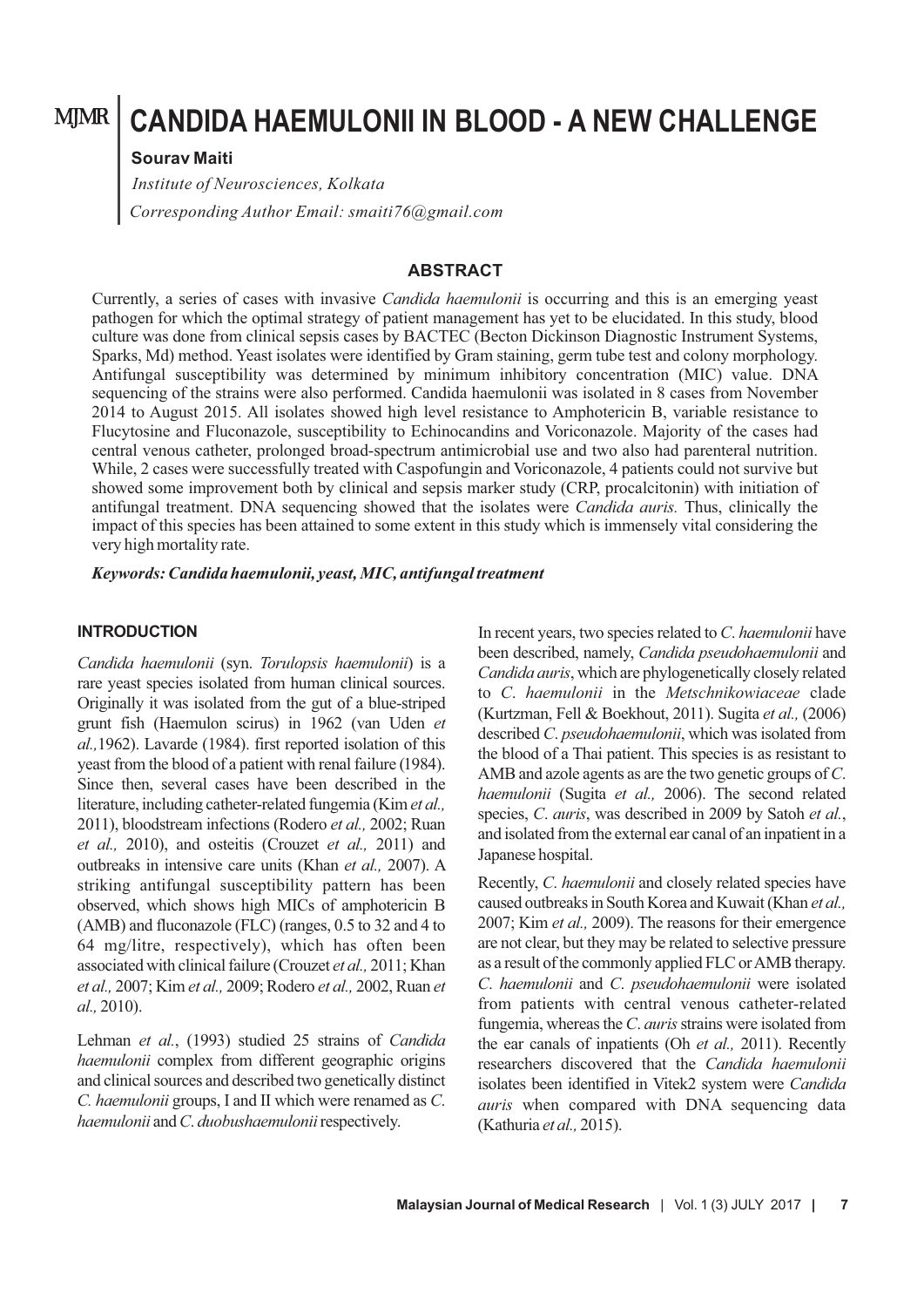# CANDIDA HAEMULONII IN BLOOD - A NEW CHALLENGE

**Sourav Maiti**

*Institute of Neurosciences, Kolkata*

*Corresponding Author Email: smaiti76@gmail.com*

## ABSTRACT

Currently, a series of cases with invasive *Candida haemulonii* is occurring and this is an emerging yeast pathogen for which the optimal strategy of patient management has yet to be elucidated. In this study, blood culture was done from clinical sepsis cases by BACTEC (Becton Dickinson Diagnostic Instrument Systems, Sparks, Md) method. Yeast isolates were identified by Gram staining, germ tube test and colony morphology. Antifungal susceptibility was determined by minimum inhibitory concentration (MIC) value. DNA sequencing of the strains were also performed. Candida haemulonii was isolated in 8 cases from November 2014 to August 2015. All isolates showed high level resistance to Amphotericin B, variable resistance to Flucytosine and Fluconazole, susceptibility to Echinocandins and Voriconazole. Majority of the cases had central venous catheter, prolonged broad-spectrum antimicrobial use and two also had parenteral nutrition. While, 2 cases were successfully treated with Caspofungin and Voriconazole, 4 patients could not survive but showed some improvement both by clinical and sepsis marker study (CRP, procalcitonin) with initiation of antifungal treatment. DNA sequencing showed that the isolates were *Candida auris.* Thus, clinically the impact of this species has been attained to some extent in this study which is immensely vital considering the very high mortality rate.

***Keywords: Candida haemulonii, yeast, MIC, antifungal treatment***

## INTRODUCTION

*Candida haemulonii* (syn. *Torulopsis haemulonii*) is a rare yeast species isolated from human clinical sources. Originally it was isolated from the gut of a blue-striped grunt fish (Haemulon scirus) in 1962 (van Uden *et al.,*1962). Lavarde (1984). first reported isolation of this yeast from the blood of a patient with renal failure (1984). Since then, several cases have been described in the literature, including catheter-related fungemia (Kim *et al.,* 2011), bloodstream infections (Rodero *et al.,* 2002; Ruan *et al.,* 2010), and osteitis (Crouzet *et al.,* 2011) and outbreaks in intensive care units (Khan *et al.,* 2007). A striking antifungal susceptibility pattern has been observed, which shows high MICs of amphotericin B (AMB) and fluconazole (FLC) (ranges, 0.5 to 32 and 4 to 64 mg/litre, respectively), which has often been associated with clinical failure (Crouzet *et al.,* 2011; Khan *et al.,* 2007; Kim *et al.,* 2009; Rodero *et al.,* 2002, Ruan *et al.,* 2010).

Lehman *et al.*, (1993) studied 25 strains of *Candida haemulonii* complex from different geographic origins and clinical sources and described two genetically distinct *C. haemulonii* groups, I and II which were renamed as *C. haemulonii* and *C. duobushaemulonii* respectively.

In recent years, two species related to *C. haemulonii* have been described, namely, *Candida pseudohaemulonii* and *Candida auris*, which are phylogenetically closely related to *C. haemulonii* in the *Metschnikowiaceae* clade (Kurtzman, Fell & Boekhout, 2011). Sugita *et al.,* (2006) described *C. pseudohaemulonii*, which was isolated from the blood of a Thai patient. This species is as resistant to AMB and azole agents as are the two genetic groups of *C. haemulonii* (Sugita *et al.,* 2006). The second related species, *C. auris*, was described in 2009 by Satoh *et al.*, and isolated from the external ear canal of an inpatient in a Japanese hospital.

Recently, *C. haemulonii* and closely related species have caused outbreaks in South Korea and Kuwait (Khan *et al.,* 2007; Kim *et al.,* 2009). The reasons for their emergence are not clear, but they may be related to selective pressure as a result of the commonly applied FLC or AMB therapy. *C. haemulonii* and *C. pseudohaemulonii* were isolated from patients with central venous catheter-related fungemia, whereas the *C. auris* strains were isolated from the ear canals of inpatients (Oh *et al.,* 2011). Recently researchers discovered that the *Candida haemulonii* isolates been identified in Vitek2 system were *Candida auris* when compared with DNA sequencing data (Kathuria *et al.,* 2015).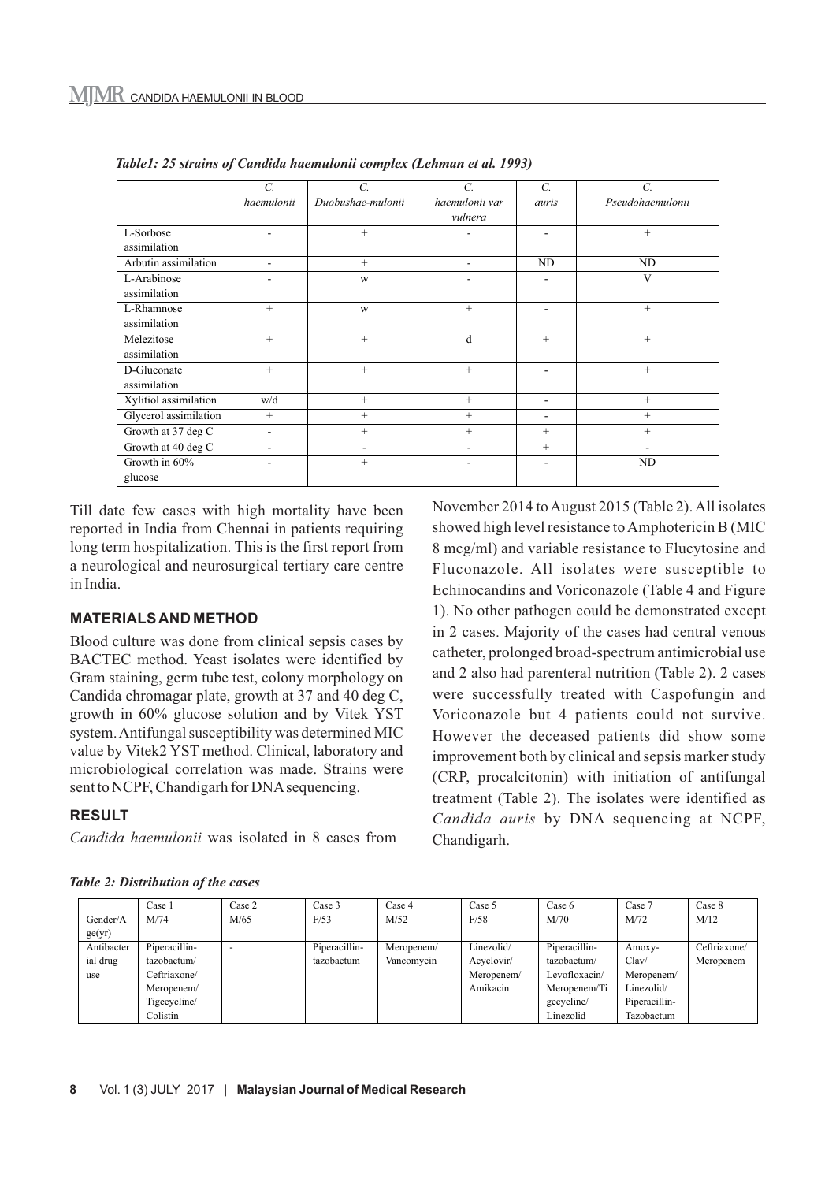*Table1: 25 strains of Candida haemulonii complex (Lehman et al. 1993)*

| | *C. haemulonii* | *C. Duobushae-mulonii* | *C. haemulonii var vulnera* | *C. auris* | *C. Pseudohaemulonii* |
|---|---|---|---|---|---|
| L-Sorbose assimilation | - | + | - | - | + |
| Arbutin assimilation | - | + | - | ND | ND |
| L-Arabinose assimilation | - | w | - | - | V |
| L-Rhamnose assimilation | + | w | + | - | + |
| Melezitose assimilation | + | + | d | + | + |
| D-Gluconate assimilation | + | + | + | - | + |
| Xylitiol assimilation | w/d | + | + | - | + |
| Glycerol assimilation | + | + | + | - | + |
| Growth at 37 deg C | - | + | + | + | + |
| Growth at 40 deg C | - | - | - | + | - |
| Growth in 60% glucose | - | + | - | - | ND |

Till date few cases with high mortality have been reported in India from Chennai in patients requiring long term hospitalization. This is the first report from a neurological and neurosurgical tertiary care centre in India.

## MATERIALS AND METHOD

Blood culture was done from clinical sepsis cases by BACTEC method. Yeast isolates were identified by Gram staining, germ tube test, colony morphology on Candida chromagar plate, growth at 37 and 40 deg C, growth in 60% glucose solution and by Vitek YST system. Antifungal susceptibility was determined MIC value by Vitek2 YST method. Clinical, laboratory and microbiological correlation was made. Strains were sent to NCPF, Chandigarh for DNA sequencing.

## RESULT

*Candida haemulonii* was isolated in 8 cases from November 2014 to August 2015 (Table 2). All isolates showed high level resistance to Amphotericin B (MIC 8 mcg/ml) and variable resistance to Flucytosine and Fluconazole. All isolates were susceptible to Echinocandins and Voriconazole (Table 4 and Figure 1). No other pathogen could be demonstrated except in 2 cases. Majority of the cases had central venous catheter, prolonged broad-spectrum antimicrobial use and 2 also had parenteral nutrition (Table 2). 2 cases were successfully treated with Caspofungin and Voriconazole but 4 patients could not survive. However the deceased patients did show some improvement both by clinical and sepsis marker study (CRP, procalcitonin) with initiation of antifungal treatment (Table 2). The isolates were identified as *Candida auris* by DNA sequencing at NCPF, Chandigarh.

*Table 2: Distribution of the cases*

| | Case 1 | Case 2 | Case 3 | Case 4 | Case 5 | Case 6 | Case 7 | Case 8 |
|---|---|---|---|---|---|---|---|---|
| Gender/Age(yr) | M/74 | M/65 | F/53 | M/52 | F/58 | M/70 | M/72 | M/12 |
| Antibacterial drug use | Piperacillin-tazobactum/ Ceftriaxone/ Meropenem/ Tigecycline/ Colistin | - | Piperacillin-tazobactum | Meropenem/ Vancomycin | Linezolid/ Acyclovir/ Meropenem/ Amikacin | Piperacillin-tazobactum/ Levofloxacin/ Meropenem/Tigecycline/ Linezolid | Amoxy-Clav/ Meropenem/ Linezolid/ Piperacillin-Tazobactum | Ceftriaxone/ Meropenem |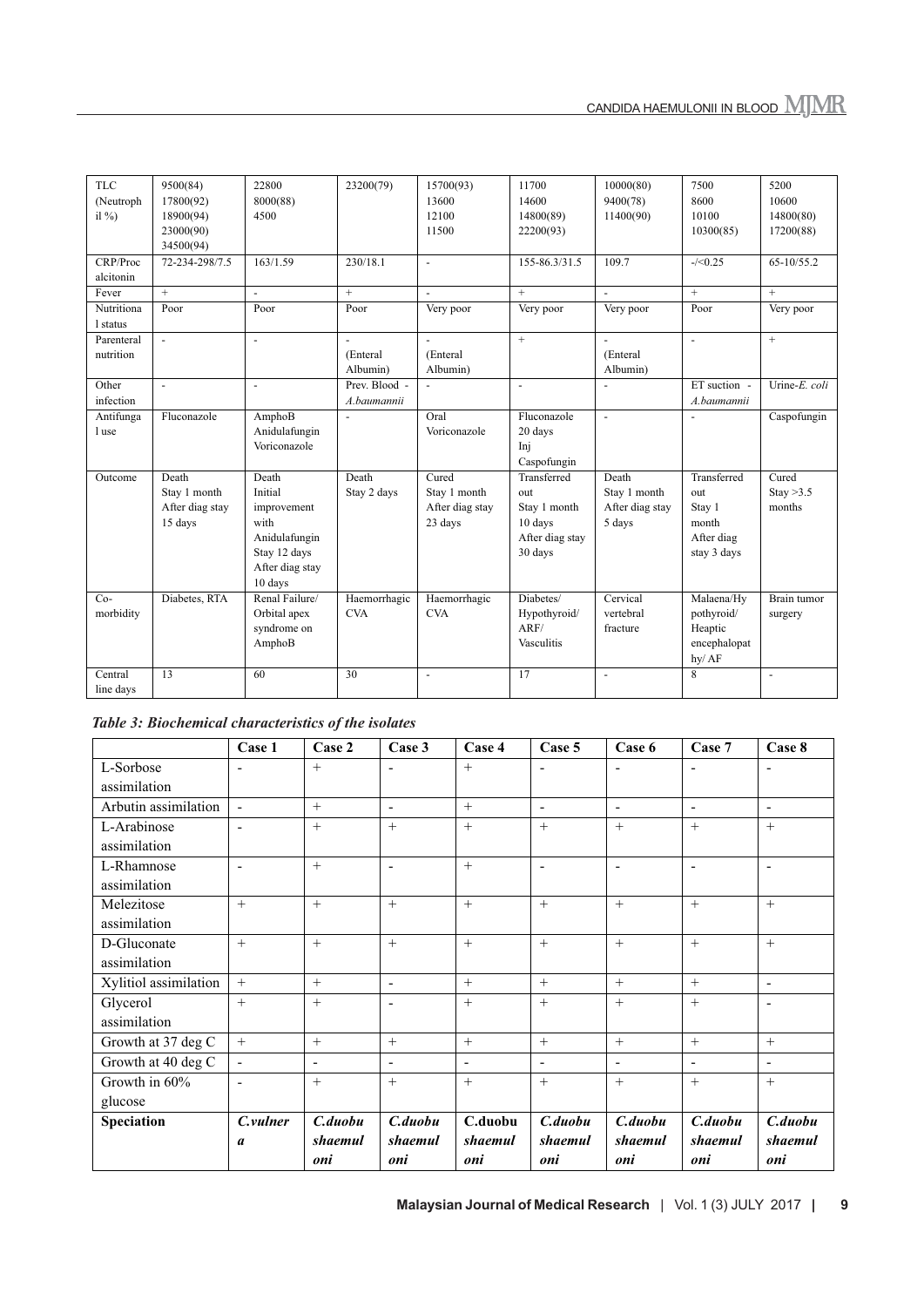| TLC (Neutrophil %) | 9500(84) 17800(92) 18900(94) 23000(90) 34500(94) | 22800 8000(88) 4500 | 23200(79) | 15700(93) 13600 12100 11500 | 11700 14600 14800(89) 22200(93) | 10000(80) 9400(78) 11400(90) | 7500 8600 10100 10300(85) | 5200 10600 14800(80) 17200(88) |
|---|---|---|---|---|---|---|---|---|
| CRP/Procalcitonin | 72-234-298/7.5 | 163/1.59 | 230/18.1 | - | 155-86.3/31.5 | 109.7 | -/<0.25 | 65-10/55.2 |
| Fever | + | - | + | - | + | - | + | + |
| Nutritional status | Poor | Poor | Poor | Very poor | Very poor | Very poor | Poor | Very poor |
| Parenteral nutrition | - | - | - (Enteral Albumin) | - (Enteral Albumin) | + | - (Enteral Albumin) | - | + |
| Other infection | - | - | Prev. Blood - *A.baumannii* | - | - | - | ET suction - *A.baumannii* | Urine-*E. coli* |
| Antifungal use | Fluconazole | AmphoB Anidulafungin Voriconazole | - | Oral Voriconazole | Fluconazole 20 days Inj Caspofungin | - | - | Caspofungin |
| Outcome | Death Stay 1 month After diag stay 15 days | Death Initial improvement with Anidulafungin Stay 12 days After diag stay 10 days | Death Stay 2 days | Cured Stay 1 month After diag stay 23 days | Transferred out Stay 1 month 10 days After diag stay 30 days | Death Stay 1 month After diag stay 5 days | Transferred out Stay 1 month After diag stay 3 days | Cured Stay >3.5 months |
| Co-morbidity | Diabetes, RTA | Renal Failure/ Orbital apex syndrome on AmphoB | Haemorrhagic CVA | Haemorrhagic CVA | Diabetes/ Hypothyroid/ ARF/ Vasculitis | Cervical vertebral fracture | Malaena/Hypothyroid/ Heaptic encephalopathy/ AF | Brain tumor surgery |
| Central line days | 13 | 60 | 30 | - | 17 | - | 8 | - |

***Table 3: Biochemical characteristics of the isolates***

| | Case 1 | Case 2 | Case 3 | Case 4 | Case 5 | Case 6 | Case 7 | Case 8 |
|---|---|---|---|---|---|---|---|---|
| L-Sorbose assimilation | - | + | - | + | - | - | - | - |
| Arbutin assimilation | - | + | - | + | - | - | - | - |
| L-Arabinose assimilation | - | + | + | + | + | + | + | + |
| L-Rhamnose assimilation | - | + | - | + | - | - | - | - |
| Melezitose assimilation | + | + | + | + | + | + | + | + |
| D-Gluconate assimilation | + | + | + | + | + | + | + | + |
| Xylitiol assimilation | + | + | - | + | + | + | + | - |
| Glycerol assimilation | + | + | - | + | + | + | + | - |
| Growth at 37 deg C | + | + | + | + | + | + | + | + |
| Growth at 40 deg C | - | - | - | - | - | - | - | - |
| Growth in 60% glucose | - | + | + | + | + | + | + | + |
| **Speciation** | ***C.vulnera*** | ***C.duobushaemuloni*** | ***C.duobushaemuloni*** | **C.duobushaemuloni** | ***C.duobushaemuloni*** | ***C.duobushaemuloni*** | ***C.duobushaemuloni*** | ***C.duobushaemuloni*** |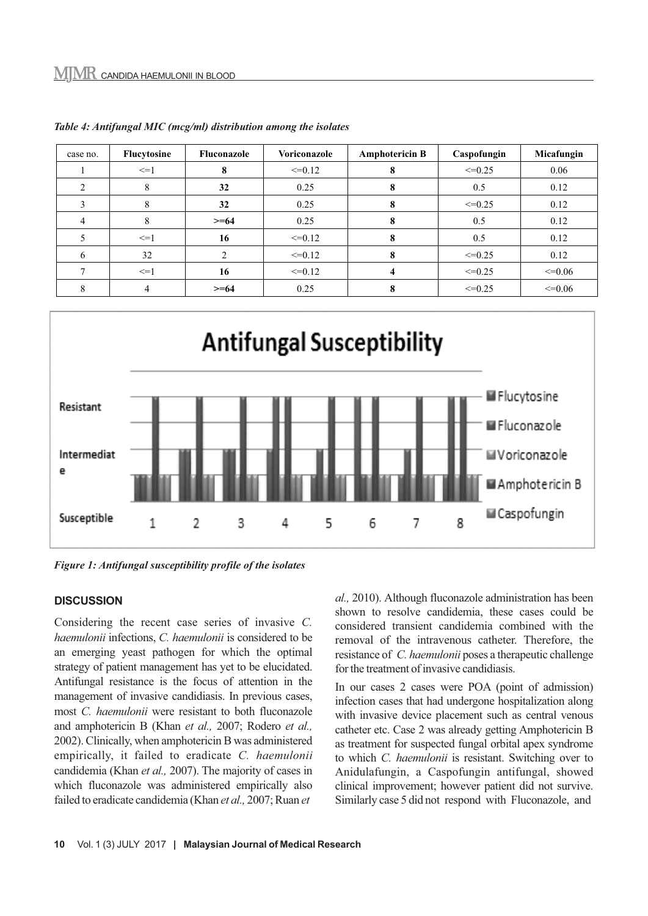*Table 4: Antifungal MIC (mcg/ml) distribution among the isolates*

| case no. | Flucytosine | Fluconazole | Voriconazole | Amphotericin B | Caspofungin | Micafungin |
|---|---|---|---|---|---|---|
| 1 | <=1 | **8** | <=0.12 | **8** | <=0.25 | 0.06 |
| 2 | 8 | **32** | 0.25 | **8** | 0.5 | 0.12 |
| 3 | 8 | **32** | 0.25 | **8** | <=0.25 | 0.12 |
| 4 | 8 | **>=64** | 0.25 | **8** | 0.5 | 0.12 |
| 5 | <=1 | **16** | <=0.12 | **8** | 0.5 | 0.12 |
| 6 | 32 | 2 | <=0.12 | **8** | <=0.25 | 0.12 |
| 7 | <=1 | **16** | <=0.12 | **4** | <=0.25 | <=0.06 |
| 8 | 4 | **>=64** | 0.25 | **8** | <=0.25 | <=0.06 |

*Figure 1: Antifungal susceptibility profile of the isolates*

## DISCUSSION

Considering the recent case series of invasive *C. haemulonii* infections, *C. haemulonii* is considered to be an emerging yeast pathogen for which the optimal strategy of patient management has yet to be elucidated. Antifungal resistance is the focus of attention in the management of invasive candidiasis. In previous cases, most *C. haemulonii* were resistant to both fluconazole and amphotericin B (Khan *et al.,* 2007; Rodero *et al.,* 2002). Clinically, when amphotericin B was administered empirically, it failed to eradicate *C. haemulonii* candidemia (Khan *et al.,* 2007). The majority of cases in which fluconazole was administered empirically also failed to eradicate candidemia (Khan *et al.,* 2007; Ruan *et al.,* 2010). Although fluconazole administration has been shown to resolve candidemia, these cases could be considered transient candidemia combined with the removal of the intravenous catheter. Therefore, the resistance of *C. haemulonii* poses a therapeutic challenge for the treatment of invasive candidiasis.

In our cases 2 cases were POA (point of admission) infection cases that had undergone hospitalization along with invasive device placement such as central venous catheter etc. Case 2 was already getting Amphotericin B as treatment for suspected fungal orbital apex syndrome to which *C. haemulonii* is resistant. Switching over to Anidulafungin, a Caspofungin antifungal, showed clinical improvement; however patient did not survive. Similarly case 5 did not respond with Fluconazole, and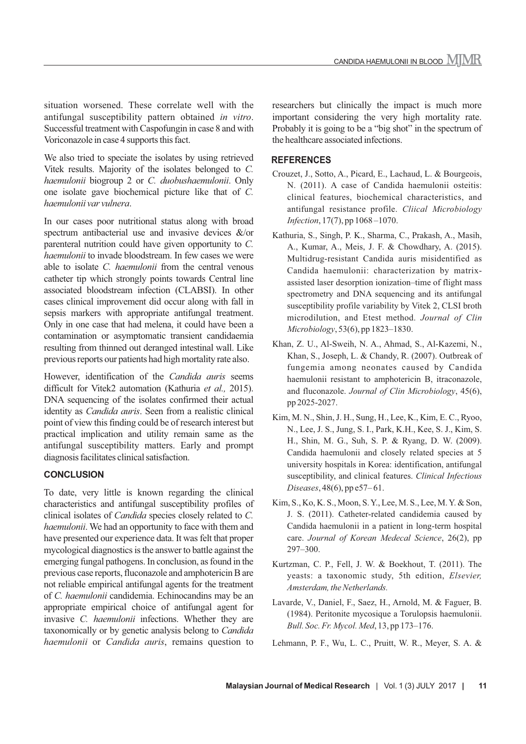situation worsened. These correlate well with the antifungal susceptibility pattern obtained *in vitro*. Successful treatment with Caspofungin in case 8 and with Voriconazole in case 4 supports this fact.

We also tried to speciate the isolates by using retrieved Vitek results. Majority of the isolates belonged to *C. haemulonii* biogroup 2 or *C. duobushaemulonii*. Only one isolate gave biochemical picture like that of *C. haemulonii var vulnera*.

In our cases poor nutritional status along with broad spectrum antibacterial use and invasive devices &/or parenteral nutrition could have given opportunity to *C. haemulonii* to invade bloodstream. In few cases we were able to isolate *C. haemulonii* from the central venous catheter tip which strongly points towards Central line associated bloodstream infection (CLABSI). In other cases clinical improvement did occur along with fall in sepsis markers with appropriate antifungal treatment. Only in one case that had melena, it could have been a contamination or asymptomatic transient candidaemia resulting from thinned out deranged intestinal wall. Like previous reports our patients had high mortality rate also.

However, identification of the *Candida auris* seems difficult for Vitek2 automation (Kathuria *et al.,* 2015). DNA sequencing of the isolates confirmed their actual identity as *Candida auris*. Seen from a realistic clinical point of view this finding could be of research interest but practical implication and utility remain same as the antifungal susceptibility matters. Early and prompt diagnosis facilitates clinical satisfaction.

## CONCLUSION

To date, very little is known regarding the clinical characteristics and antifungal susceptibility profiles of clinical isolates of *Candida* species closely related to *C. haemulonii*. We had an opportunity to face with them and have presented our experience data. It was felt that proper mycological diagnostics is the answer to battle against the emerging fungal pathogens. In conclusion, as found in the previous case reports, fluconazole and amphotericin B are not reliable empirical antifungal agents for the treatment of *C. haemulonii* candidemia. Echinocandins may be an appropriate empirical choice of antifungal agent for invasive *C. haemulonii* infections. Whether they are taxonomically or by genetic analysis belong to *Candida haemulonii* or *Candida auris*, remains question to researchers but clinically the impact is much more important considering the very high mortality rate. Probably it is going to be a "big shot" in the spectrum of the healthcare associated infections.

## REFERENCES

Crouzet, J., Sotto, A., Picard, E., Lachaud, L. & Bourgeois, N. (2011). A case of Candida haemulonii osteitis: clinical features, biochemical characteristics, and antifungal resistance profile. *Cliical Microbiology Infection*, 17(7), pp 1068 –1070.

Kathuria, S., Singh, P. K., Sharma, C., Prakash, A., Masih, A., Kumar, A., Meis, J. F. & Chowdhary, A. (2015). Multidrug-resistant Candida auris misidentified as Candida haemulonii: characterization by matrix-assisted laser desorption ionization–time of flight mass spectrometry and DNA sequencing and its antifungal susceptibility profile variability by Vitek 2, CLSI broth microdilution, and Etest method. *Journal of Clin Microbiology*, 53(6), pp 1823–1830.

Khan, Z. U., Al-Sweih, N. A., Ahmad, S., Al-Kazemi, N., Khan, S., Joseph, L. & Chandy, R. (2007). Outbreak of fungemia among neonates caused by Candida haemulonii resistant to amphotericin B, itraconazole, and fluconazole. *Journal of Clin Microbiology*, 45(6), pp 2025-2027.

Kim, M. N., Shin, J. H., Sung, H., Lee, K., Kim, E. C., Ryoo, N., Lee, J. S., Jung, S. I., Park, K.H., Kee, S. J., Kim, S. H., Shin, M. G., Suh, S. P. & Ryang, D. W. (2009). Candida haemulonii and closely related species at 5 university hospitals in Korea: identification, antifungal susceptibility, and clinical features. *Clinical Infectious Diseases*, 48(6), pp e57– 61.

Kim, S., Ko, K. S., Moon, S. Y., Lee, M. S., Lee, M. Y. & Son, J. S. (2011). Catheter-related candidemia caused by Candida haemulonii in a patient in long-term hospital care. *Journal of Korean Medecal Science*, 26(2), pp 297–300.

Kurtzman, C. P., Fell, J. W. & Boekhout, T. (2011). The yeasts: a taxonomic study, 5th edition, *Elsevier, Amsterdam, the Netherlands.*

Lavarde, V., Daniel, F., Saez, H., Arnold, M. & Faguer, B. (1984). Peritonite mycosique a Torulopsis haemulonii. *Bull. Soc. Fr. Mycol. Med*, 13, pp 173–176.

Lehmann, P. F., Wu, L. C., Pruitt, W. R., Meyer, S. A. &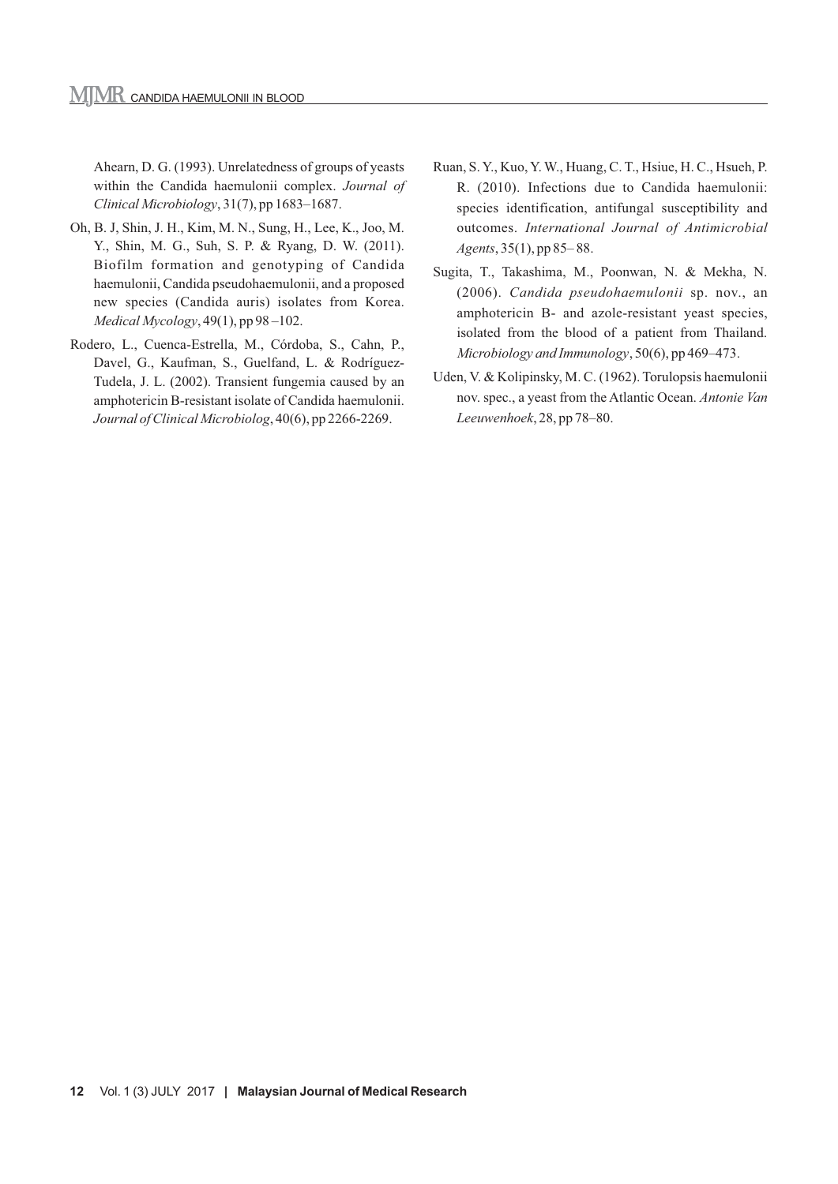Ahearn, D. G. (1993). Unrelatedness of groups of yeasts within the Candida haemulonii complex. *Journal of Clinical Microbiology*, 31(7), pp 1683–1687.

Oh, B. J, Shin, J. H., Kim, M. N., Sung, H., Lee, K., Joo, M. Y., Shin, M. G., Suh, S. P. & Ryang, D. W. (2011). Biofilm formation and genotyping of Candida haemulonii, Candida pseudohaemulonii, and a proposed new species (Candida auris) isolates from Korea. *Medical Mycology*, 49(1), pp 98 –102.

Rodero, L., Cuenca-Estrella, M., Córdoba, S., Cahn, P., Davel, G., Kaufman, S., Guelfand, L. & Rodríguez-Tudela, J. L. (2002). Transient fungemia caused by an amphotericin B-resistant isolate of Candida haemulonii. *Journal of Clinical Microbiolog*, 40(6), pp 2266-2269.

Ruan, S. Y., Kuo, Y. W., Huang, C. T., Hsiue, H. C., Hsueh, P. R. (2010). Infections due to Candida haemulonii: species identification, antifungal susceptibility and outcomes. *International Journal of Antimicrobial Agents*, 35(1), pp 85– 88.

Sugita, T., Takashima, M., Poonwan, N. & Mekha, N. (2006). *Candida pseudohaemulonii* sp. nov., an amphotericin B- and azole-resistant yeast species, isolated from the blood of a patient from Thailand. *Microbiology and Immunology*, 50(6), pp 469–473.

Uden, V. & Kolipinsky, M. C. (1962). Torulopsis haemulonii nov. spec., a yeast from the Atlantic Ocean. *Antonie Van Leeuwenhoek*, 28, pp 78–80.